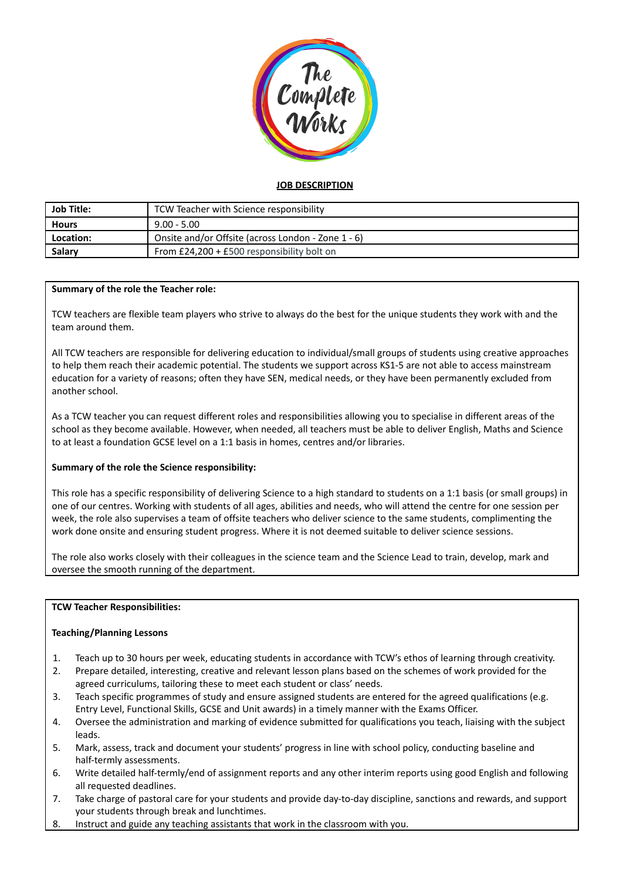**JOB DESCRIPTION**

| | |
|---|---|
| **Job Title:** | TCW Teacher with Science responsibility |
| **Hours** | 9.00 - 5.00 |
| **Location:** | Onsite and/or Offsite (across London - Zone 1 - 6) |
| **Salary** | From £24,200 + £500 responsibility bolt on |

**Summary of the role the Teacher role:**

TCW teachers are flexible team players who strive to always do the best for the unique students they work with and the team around them.

All TCW teachers are responsible for delivering education to individual/small groups of students using creative approaches to help them reach their academic potential. The students we support across KS1-5 are not able to access mainstream education for a variety of reasons; often they have SEN, medical needs, or they have been permanently excluded from another school.

As a TCW teacher you can request different roles and responsibilities allowing you to specialise in different areas of the school as they become available. However, when needed, all teachers must be able to deliver English, Maths and Science to at least a foundation GCSE level on a 1:1 basis in homes, centres and/or libraries.

**Summary of the role the Science responsibility:**

This role has a specific responsibility of delivering Science to a high standard to students on a 1:1 basis (or small groups) in one of our centres. Working with students of all ages, abilities and needs, who will attend the centre for one session per week, the role also supervises a team of offsite teachers who deliver science to the same students, complimenting the work done onsite and ensuring student progress. Where it is not deemed suitable to deliver science sessions.

The role also works closely with their colleagues in the science team and the Science Lead to train, develop, mark and oversee the smooth running of the department.

**TCW Teacher Responsibilities:**

**Teaching/Planning Lessons**

1. Teach up to 30 hours per week, educating students in accordance with TCW's ethos of learning through creativity.
2. Prepare detailed, interesting, creative and relevant lesson plans based on the schemes of work provided for the agreed curriculums, tailoring these to meet each student or class' needs.
3. Teach specific programmes of study and ensure assigned students are entered for the agreed qualifications (e.g. Entry Level, Functional Skills, GCSE and Unit awards) in a timely manner with the Exams Officer.
4. Oversee the administration and marking of evidence submitted for qualifications you teach, liaising with the subject leads.
5. Mark, assess, track and document your students' progress in line with school policy, conducting baseline and half-termly assessments.
6. Write detailed half-termly/end of assignment reports and any other interim reports using good English and following all requested deadlines.
7. Take charge of pastoral care for your students and provide day-to-day discipline, sanctions and rewards, and support your students through break and lunchtimes.
8. Instruct and guide any teaching assistants that work in the classroom with you.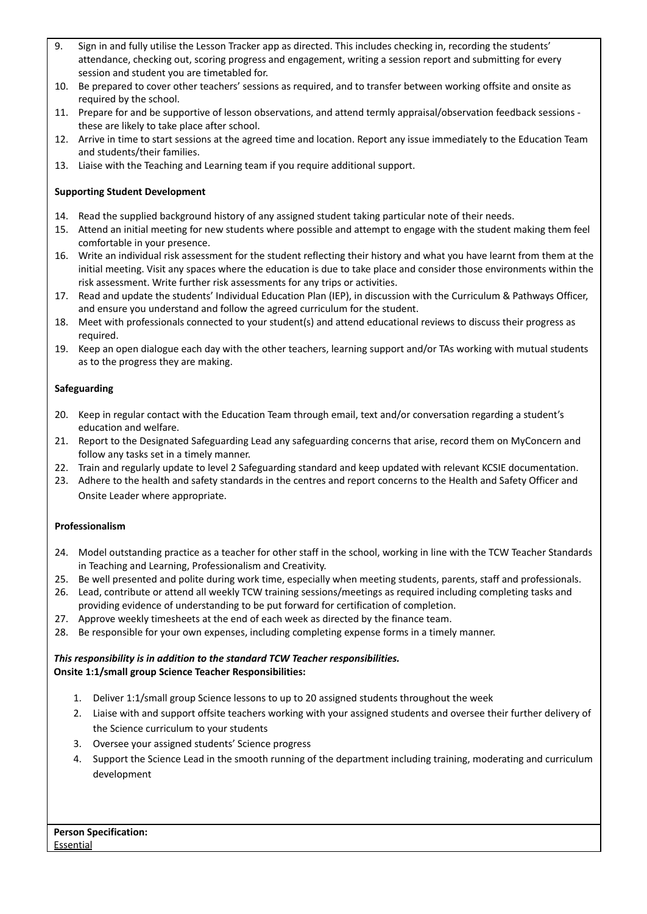9. Sign in and fully utilise the Lesson Tracker app as directed. This includes checking in, recording the students' attendance, checking out, scoring progress and engagement, writing a session report and submitting for every session and student you are timetabled for.
10. Be prepared to cover other teachers' sessions as required, and to transfer between working offsite and onsite as required by the school.
11. Prepare for and be supportive of lesson observations, and attend termly appraisal/observation feedback sessions - these are likely to take place after school.
12. Arrive in time to start sessions at the agreed time and location. Report any issue immediately to the Education Team and students/their families.
13. Liaise with the Teaching and Learning team if you require additional support.

**Supporting Student Development**

14. Read the supplied background history of any assigned student taking particular note of their needs.
15. Attend an initial meeting for new students where possible and attempt to engage with the student making them feel comfortable in your presence.
16. Write an individual risk assessment for the student reflecting their history and what you have learnt from them at the initial meeting. Visit any spaces where the education is due to take place and consider those environments within the risk assessment. Write further risk assessments for any trips or activities.
17. Read and update the students' Individual Education Plan (IEP), in discussion with the Curriculum & Pathways Officer, and ensure you understand and follow the agreed curriculum for the student.
18. Meet with professionals connected to your student(s) and attend educational reviews to discuss their progress as required.
19. Keep an open dialogue each day with the other teachers, learning support and/or TAs working with mutual students as to the progress they are making.

**Safeguarding**

20. Keep in regular contact with the Education Team through email, text and/or conversation regarding a student's education and welfare.
21. Report to the Designated Safeguarding Lead any safeguarding concerns that arise, record them on MyConcern and follow any tasks set in a timely manner.
22. Train and regularly update to level 2 Safeguarding standard and keep updated with relevant KCSIE documentation.
23. Adhere to the health and safety standards in the centres and report concerns to the Health and Safety Officer and Onsite Leader where appropriate.

**Professionalism**

24. Model outstanding practice as a teacher for other staff in the school, working in line with the TCW Teacher Standards in Teaching and Learning, Professionalism and Creativity.
25. Be well presented and polite during work time, especially when meeting students, parents, staff and professionals.
26. Lead, contribute or attend all weekly TCW training sessions/meetings as required including completing tasks and providing evidence of understanding to be put forward for certification of completion.
27. Approve weekly timesheets at the end of each week as directed by the finance team.
28. Be responsible for your own expenses, including completing expense forms in a timely manner.

***This responsibility is in addition to the standard TCW Teacher responsibilities.***
**Onsite 1:1/small group Science Teacher Responsibilities:**

1. Deliver 1:1/small group Science lessons to up to 20 assigned students throughout the week
2. Liaise with and support offsite teachers working with your assigned students and oversee their further delivery of the Science curriculum to your students
3. Oversee your assigned students' Science progress
4. Support the Science Lead in the smooth running of the department including training, moderating and curriculum development

**Person Specification:**
Essential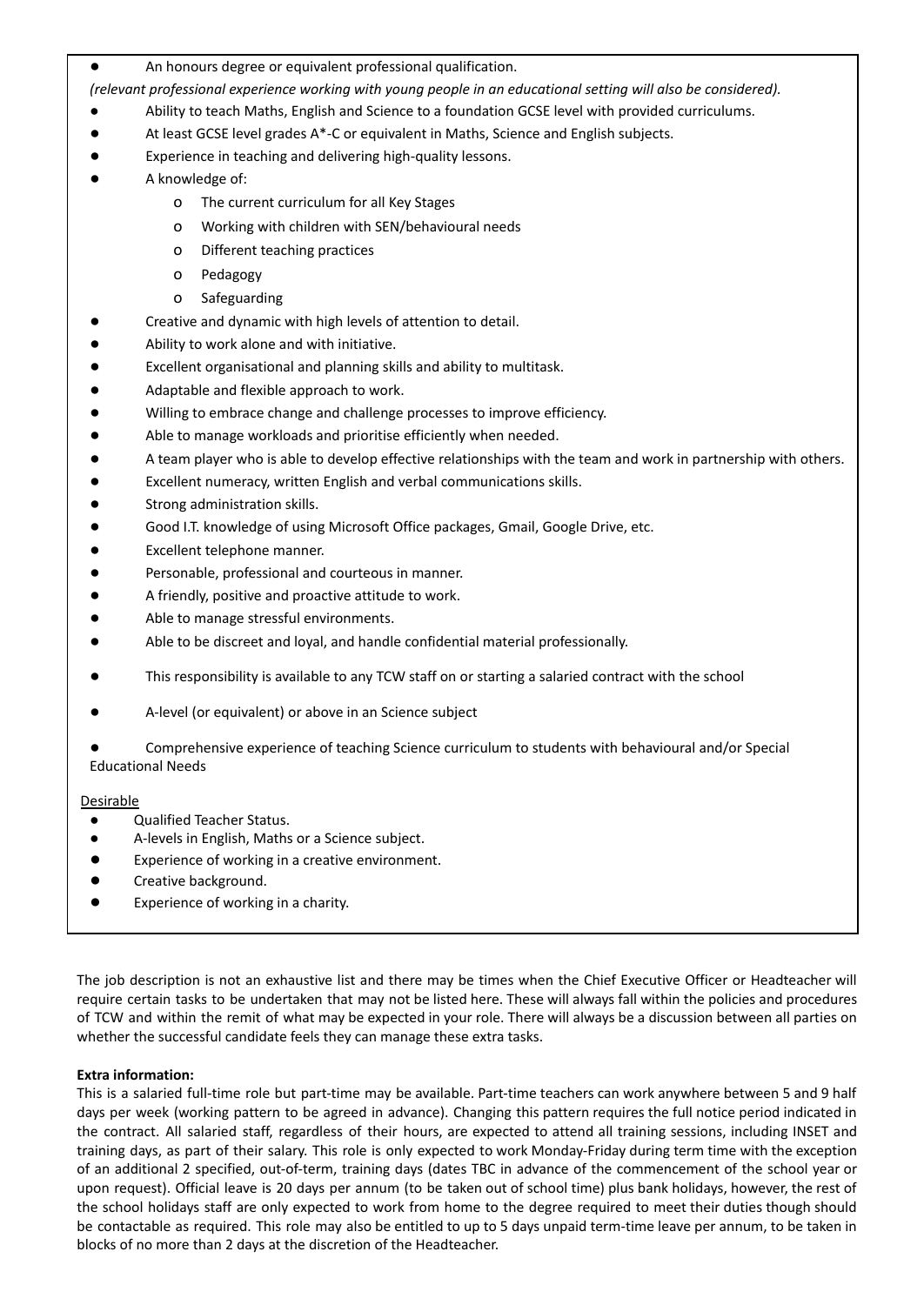- An honours degree or equivalent professional qualification.

*(relevant professional experience working with young people in an educational setting will also be considered).*

- Ability to teach Maths, English and Science to a foundation GCSE level with provided curriculums.
- At least GCSE level grades A*-C or equivalent in Maths, Science and English subjects.
- Experience in teaching and delivering high-quality lessons.
- A knowledge of:
  - The current curriculum for all Key Stages
  - Working with children with SEN/behavioural needs
  - Different teaching practices
  - Pedagogy
  - Safeguarding
- Creative and dynamic with high levels of attention to detail.
- Ability to work alone and with initiative.
- Excellent organisational and planning skills and ability to multitask.
- Adaptable and flexible approach to work.
- Willing to embrace change and challenge processes to improve efficiency.
- Able to manage workloads and prioritise efficiently when needed.
- A team player who is able to develop effective relationships with the team and work in partnership with others.
- Excellent numeracy, written English and verbal communications skills.
- Strong administration skills.
- Good I.T. knowledge of using Microsoft Office packages, Gmail, Google Drive, etc.
- Excellent telephone manner.
- Personable, professional and courteous in manner.
- A friendly, positive and proactive attitude to work.
- Able to manage stressful environments.
- Able to be discreet and loyal, and handle confidential material professionally.
- This responsibility is available to any TCW staff on or starting a salaried contract with the school
- A-level (or equivalent) or above in an Science subject
- Comprehensive experience of teaching Science curriculum to students with behavioural and/or Special Educational Needs

Desirable

- Qualified Teacher Status.
- A-levels in English, Maths or a Science subject.
- Experience of working in a creative environment.
- Creative background.
- Experience of working in a charity.

The job description is not an exhaustive list and there may be times when the Chief Executive Officer or Headteacher will require certain tasks to be undertaken that may not be listed here. These will always fall within the policies and procedures of TCW and within the remit of what may be expected in your role. There will always be a discussion between all parties on whether the successful candidate feels they can manage these extra tasks.

**Extra information:**

This is a salaried full-time role but part-time may be available. Part-time teachers can work anywhere between 5 and 9 half days per week (working pattern to be agreed in advance). Changing this pattern requires the full notice period indicated in the contract. All salaried staff, regardless of their hours, are expected to attend all training sessions, including INSET and training days, as part of their salary. This role is only expected to work Monday-Friday during term time with the exception of an additional 2 specified, out-of-term, training days (dates TBC in advance of the commencement of the school year or upon request). Official leave is 20 days per annum (to be taken out of school time) plus bank holidays, however, the rest of the school holidays staff are only expected to work from home to the degree required to meet their duties though should be contactable as required. This role may also be entitled to up to 5 days unpaid term-time leave per annum, to be taken in blocks of no more than 2 days at the discretion of the Headteacher.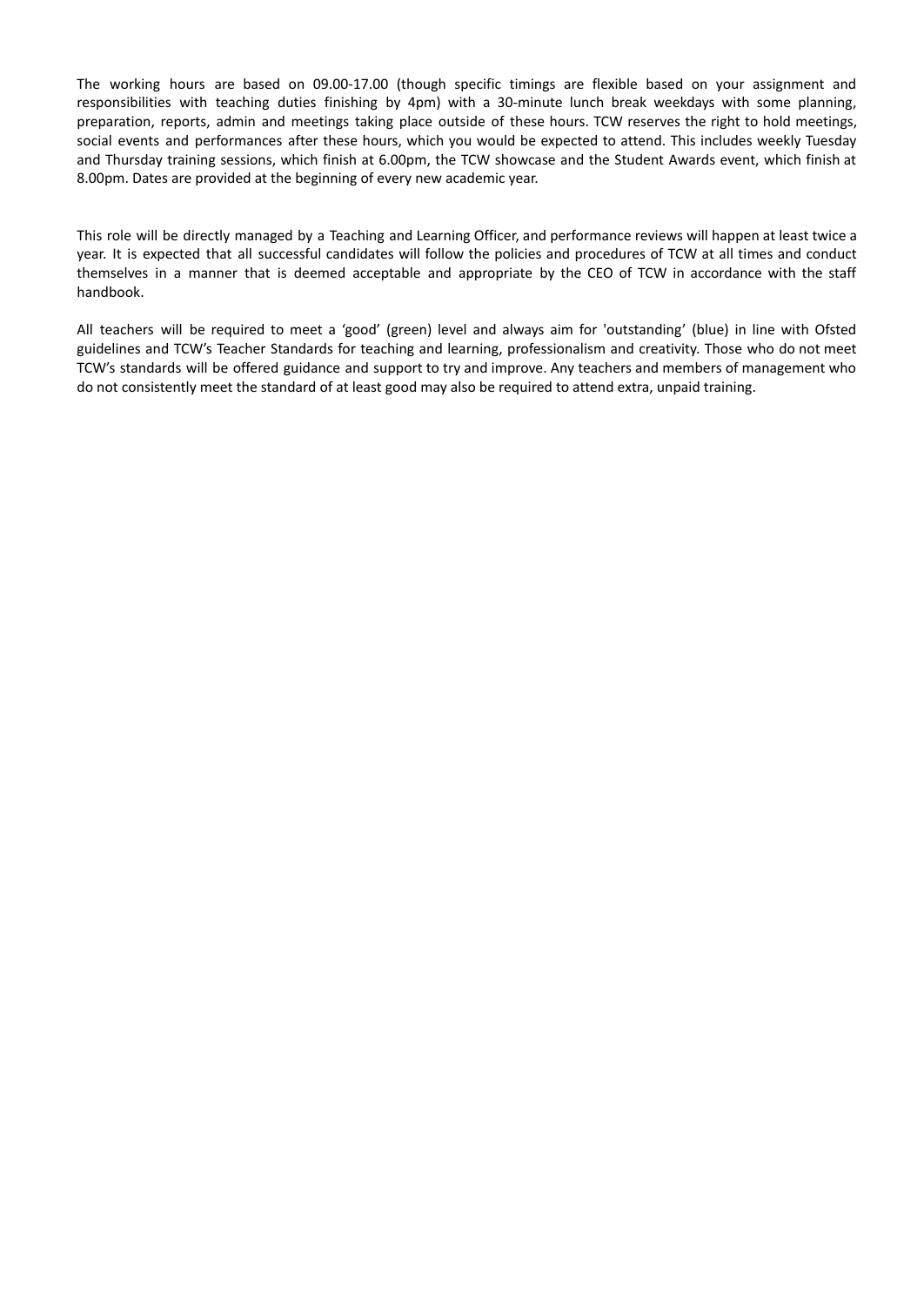The working hours are based on 09.00-17.00 (though specific timings are flexible based on your assignment and responsibilities with teaching duties finishing by 4pm) with a 30-minute lunch break weekdays with some planning, preparation, reports, admin and meetings taking place outside of these hours. TCW reserves the right to hold meetings, social events and performances after these hours, which you would be expected to attend. This includes weekly Tuesday and Thursday training sessions, which finish at 6.00pm, the TCW showcase and the Student Awards event, which finish at 8.00pm. Dates are provided at the beginning of every new academic year.

This role will be directly managed by a Teaching and Learning Officer, and performance reviews will happen at least twice a year. It is expected that all successful candidates will follow the policies and procedures of TCW at all times and conduct themselves in a manner that is deemed acceptable and appropriate by the CEO of TCW in accordance with the staff handbook.

All teachers will be required to meet a 'good' (green) level and always aim for 'outstanding' (blue) in line with Ofsted guidelines and TCW's Teacher Standards for teaching and learning, professionalism and creativity. Those who do not meet TCW's standards will be offered guidance and support to try and improve. Any teachers and members of management who do not consistently meet the standard of at least good may also be required to attend extra, unpaid training.